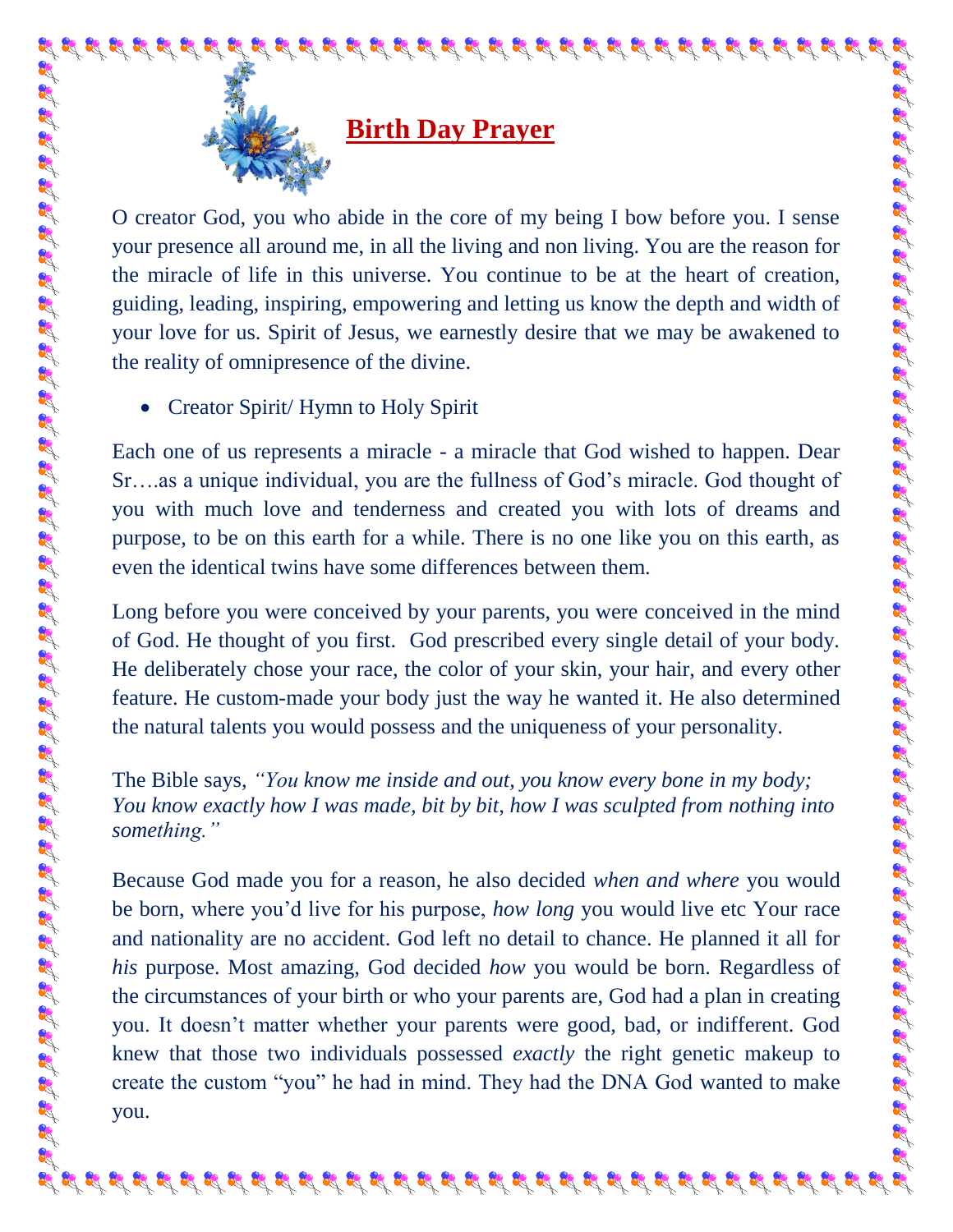# Birth Day Prayer

O creator God, you who abide in the core of my being I bow before you. I sense your presence all around me, in all the living and non living. You are the reason for the miracle of life in this universe. You continue to be at the heart of creation, guiding, leading, inspiring, empowering and letting us know the depth and width of your love for us. Spirit of Jesus, we earnestly desire that we may be awakened to the reality of omnipresence of the divine.

- Creator Spirit/ Hymn to Holy Spirit

Each one of us represents a miracle - a miracle that God wished to happen. Dear Sr….as a unique individual, you are the fullness of God's miracle. God thought of you with much love and tenderness and created you with lots of dreams and purpose, to be on this earth for a while. There is no one like you on this earth, as even the identical twins have some differences between them.

Long before you were conceived by your parents, you were conceived in the mind of God. He thought of you first. God prescribed every single detail of your body. He deliberately chose your race, the color of your skin, your hair, and every other feature. He custom-made your body just the way he wanted it. He also determined the natural talents you would possess and the uniqueness of your personality.

The Bible says, *"You know me inside and out, you know every bone in my body; You know exactly how I was made, bit by bit, how I was sculpted from nothing into something."*

Because God made you for a reason, he also decided *when and where* you would be born, where you'd live for his purpose, *how long* you would live etc Your race and nationality are no accident. God left no detail to chance. He planned it all for *his* purpose. Most amazing, God decided *how* you would be born. Regardless of the circumstances of your birth or who your parents are, God had a plan in creating you. It doesn't matter whether your parents were good, bad, or indifferent. God knew that those two individuals possessed *exactly* the right genetic makeup to create the custom "you" he had in mind. They had the DNA God wanted to make you.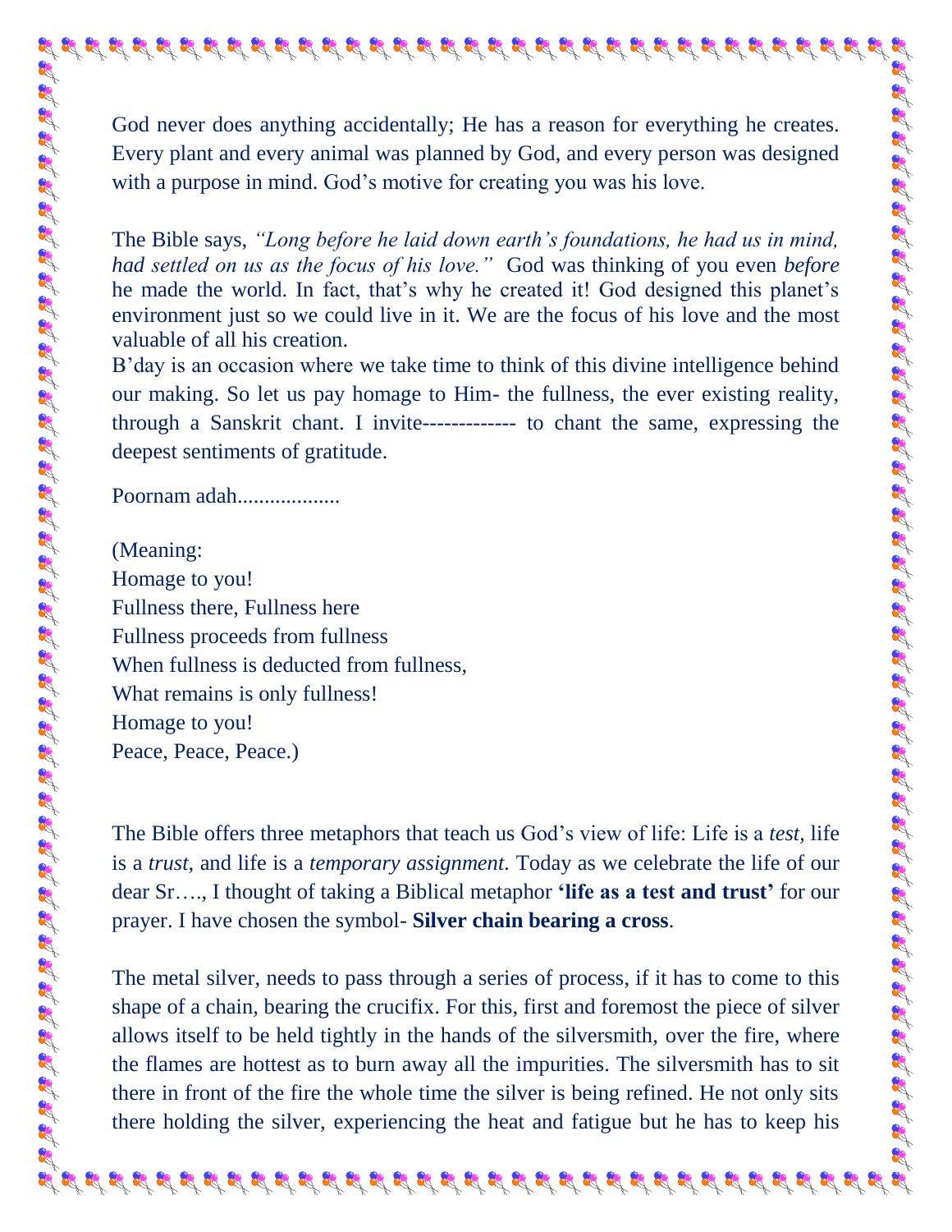God never does anything accidentally; He has a reason for everything he creates. Every plant and every animal was planned by God, and every person was designed with a purpose in mind. God's motive for creating you was his love.

The Bible says, *"Long before he laid down earth's foundations, he had us in mind, had settled on us as the focus of his love."* God was thinking of you even *before* he made the world. In fact, that's why he created it! God designed this planet's environment just so we could live in it. We are the focus of his love and the most valuable of all his creation.
B'day is an occasion where we take time to think of this divine intelligence behind our making. So let us pay homage to Him- the fullness, the ever existing reality, through a Sanskrit chant. I invite------------- to chant the same, expressing the deepest sentiments of gratitude.

Poornam adah..................

(Meaning:
Homage to you!
Fullness there, Fullness here
Fullness proceeds from fullness
When fullness is deducted from fullness,
What remains is only fullness!
Homage to you!
Peace, Peace, Peace.)

The Bible offers three metaphors that teach us God's view of life: Life is a *test*, life is a *trust*, and life is a *temporary assignment*. Today as we celebrate the life of our dear Sr…., I thought of taking a Biblical metaphor **'life as a test and trust'** for our prayer. I have chosen the symbol- **Silver chain bearing a cross**.

The metal silver, needs to pass through a series of process, if it has to come to this shape of a chain, bearing the crucifix. For this, first and foremost the piece of silver allows itself to be held tightly in the hands of the silversmith, over the fire, where the flames are hottest as to burn away all the impurities. The silversmith has to sit there in front of the fire the whole time the silver is being refined. He not only sits there holding the silver, experiencing the heat and fatigue but he has to keep his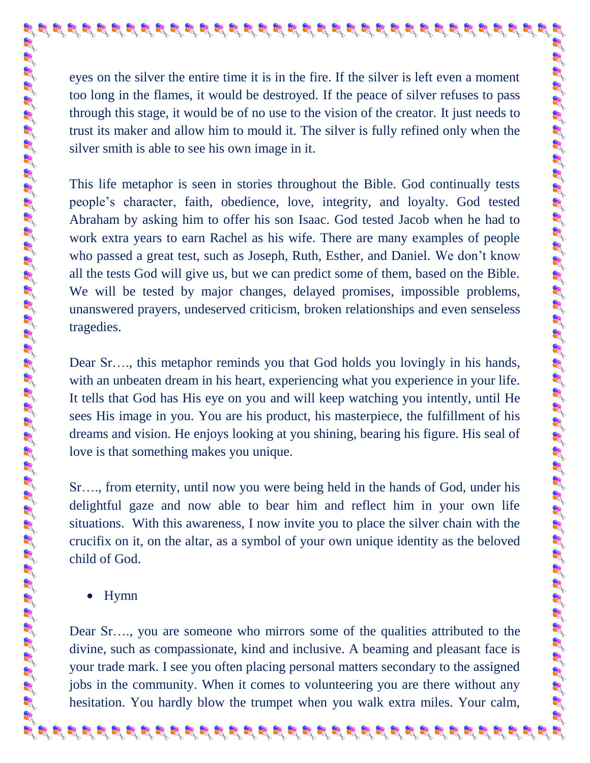eyes on the silver the entire time it is in the fire. If the silver is left even a moment too long in the flames, it would be destroyed. If the peace of silver refuses to pass through this stage, it would be of no use to the vision of the creator. It just needs to trust its maker and allow him to mould it. The silver is fully refined only when the silver smith is able to see his own image in it.

This life metaphor is seen in stories throughout the Bible. God continually tests people's character, faith, obedience, love, integrity, and loyalty. God tested Abraham by asking him to offer his son Isaac. God tested Jacob when he had to work extra years to earn Rachel as his wife. There are many examples of people who passed a great test, such as Joseph, Ruth, Esther, and Daniel. We don't know all the tests God will give us, but we can predict some of them, based on the Bible. We will be tested by major changes, delayed promises, impossible problems, unanswered prayers, undeserved criticism, broken relationships and even senseless tragedies.

Dear Sr…., this metaphor reminds you that God holds you lovingly in his hands, with an unbeaten dream in his heart, experiencing what you experience in your life. It tells that God has His eye on you and will keep watching you intently, until He sees His image in you. You are his product, his masterpiece, the fulfillment of his dreams and vision. He enjoys looking at you shining, bearing his figure. His seal of love is that something makes you unique.

Sr…., from eternity, until now you were being held in the hands of God, under his delightful gaze and now able to bear him and reflect him in your own life situations. With this awareness, I now invite you to place the silver chain with the crucifix on it, on the altar, as a symbol of your own unique identity as the beloved child of God.

- Hymn

Dear Sr…., you are someone who mirrors some of the qualities attributed to the divine, such as compassionate, kind and inclusive. A beaming and pleasant face is your trade mark. I see you often placing personal matters secondary to the assigned jobs in the community. When it comes to volunteering you are there without any hesitation. You hardly blow the trumpet when you walk extra miles. Your calm,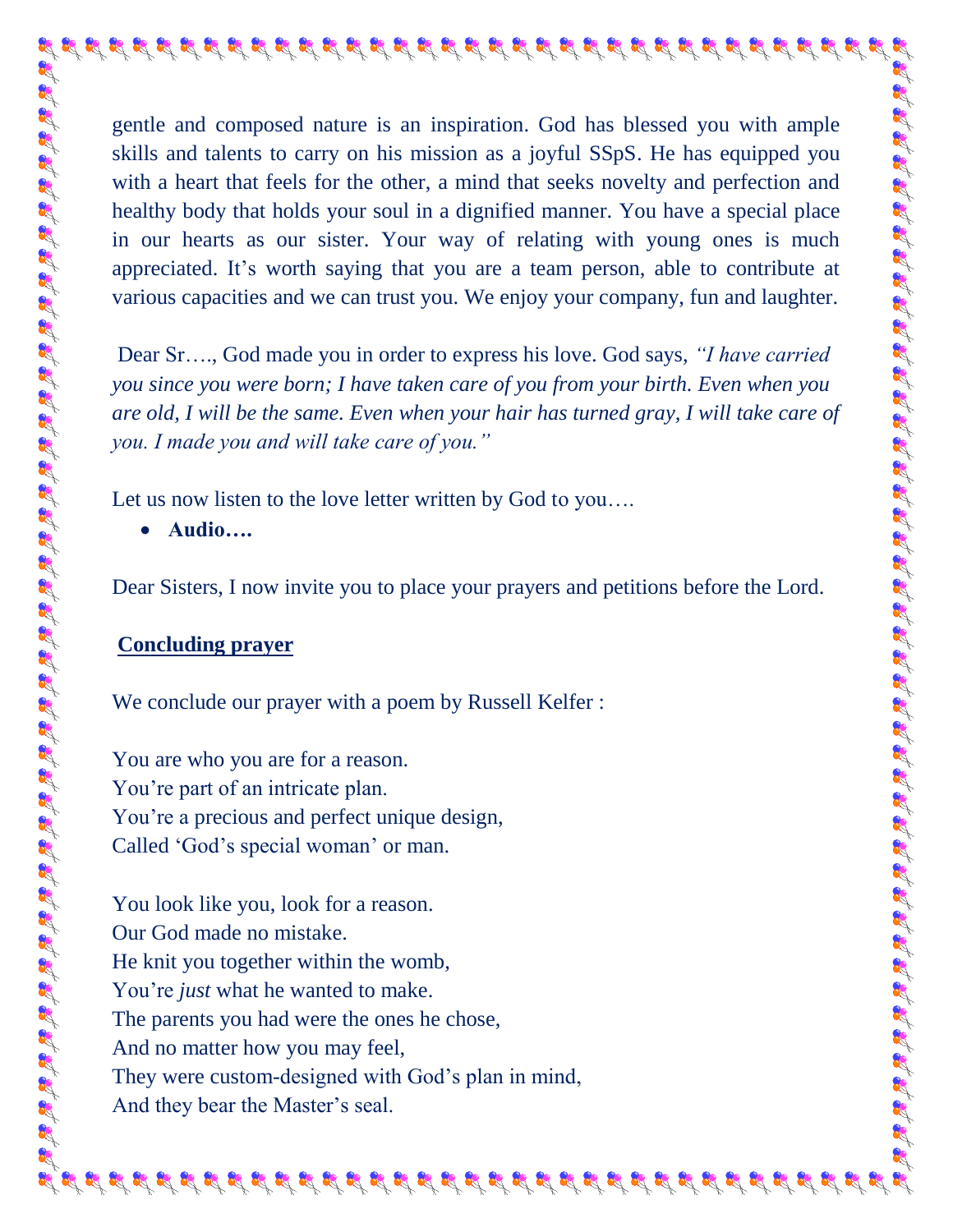gentle and composed nature is an inspiration. God has blessed you with ample skills and talents to carry on his mission as a joyful SSpS. He has equipped you with a heart that feels for the other, a mind that seeks novelty and perfection and healthy body that holds your soul in a dignified manner. You have a special place in our hearts as our sister. Your way of relating with young ones is much appreciated. It's worth saying that you are a team person, able to contribute at various capacities and we can trust you. We enjoy your company, fun and laughter.

Dear Sr…., God made you in order to express his love. God says, *"I have carried you since you were born; I have taken care of you from your birth. Even when you are old, I will be the same. Even when your hair has turned gray, I will take care of you. I made you and will take care of you."*

Let us now listen to the love letter written by God to you….

- **Audio….**

Dear Sisters, I now invite you to place your prayers and petitions before the Lord.

**Concluding prayer**

We conclude our prayer with a poem by Russell Kelfer :

You are who you are for a reason.
You're part of an intricate plan.
You're a precious and perfect unique design,
Called 'God's special woman' or man.

You look like you, look for a reason.
Our God made no mistake.
He knit you together within the womb,
You're *just* what he wanted to make.
The parents you had were the ones he chose,
And no matter how you may feel,
They were custom-designed with God's plan in mind,
And they bear the Master's seal.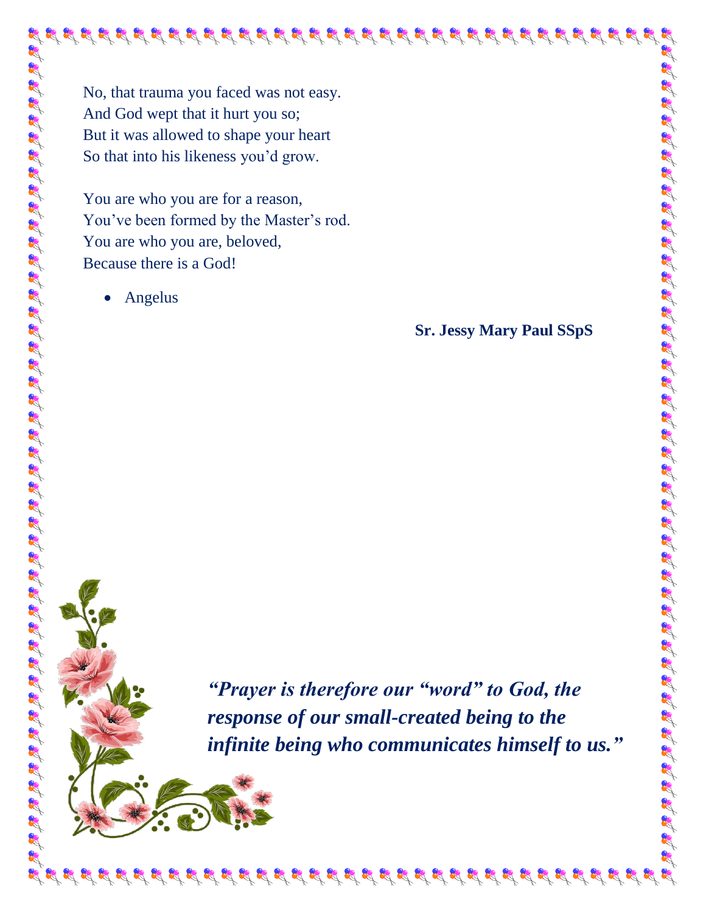No, that trauma you faced was not easy.
And God wept that it hurt you so;
But it was allowed to shape your heart
So that into his likeness you'd grow.

You are who you are for a reason,
You've been formed by the Master's rod.
You are who you are, beloved,
Because there is a God!

- Angelus

**Sr. Jessy Mary Paul SSpS**

***"Prayer is therefore our "word" to God, the response of our small-created being to the infinite being who communicates himself to us."***